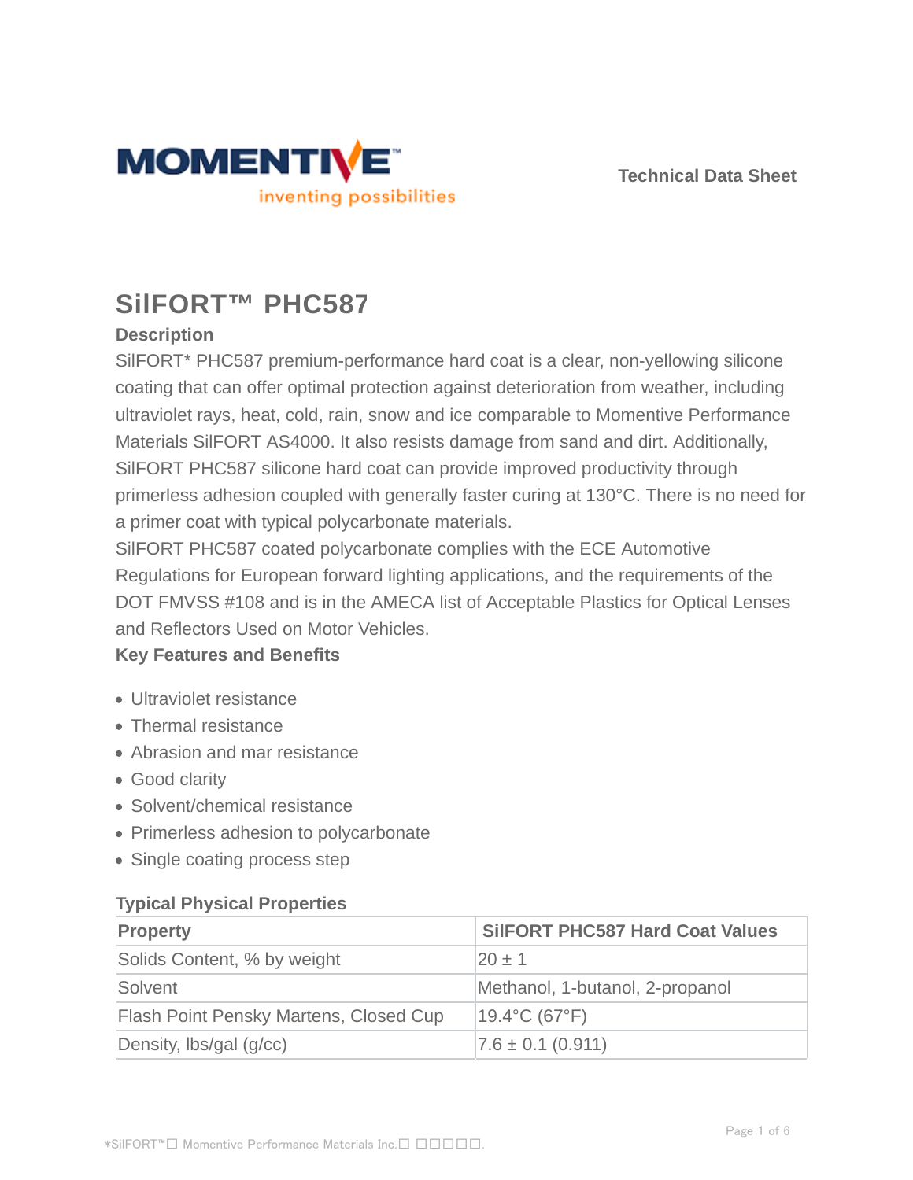# SilFORT™ PHC587

### Description

SilFORT* PHC587 premium-performance hard coat is a clear, non-yellowing silicone coating that can offer optimal protection against deterioration from weather, including ultraviolet rays, heat, cold, rain, snow and ice comparable to Momentive Performance Materials SilFORT AS4000. It also resists damage from sand and dirt. Additionally, SilFORT PHC587 silicone hard coat can provide improved productivity through primerless adhesion coupled with generally faster curing at 130°C. There is no need for a primer coat with typical polycarbonate materials.

SilFORT PHC587 coated polycarbonate complies with the ECE Automotive Regulations for European forward lighting applications, and the requirements of the DOT FMVSS #108 and is in the AMECA list of Acceptable Plastics for Optical Lenses and Reflectors Used on Motor Vehicles.

### Key Features and Benefits

- Ultraviolet resistance
- Thermal resistance
- Abrasion and mar resistance
- Good clarity
- Solvent/chemical resistance
- Primerless adhesion to polycarbonate
- Single coating process step

### Typical Physical Properties

| Property | SilFORT PHC587 Hard Coat Values |
|---|---|
| Solids Content, % by weight | 20 ± 1 |
| Solvent | Methanol, 1-butanol, 2-propanol |
| Flash Point Pensky Martens, Closed Cup | 19.4°C (67°F) |
| Density, lbs/gal (g/cc) | 7.6 ± 0.1 (0.911) |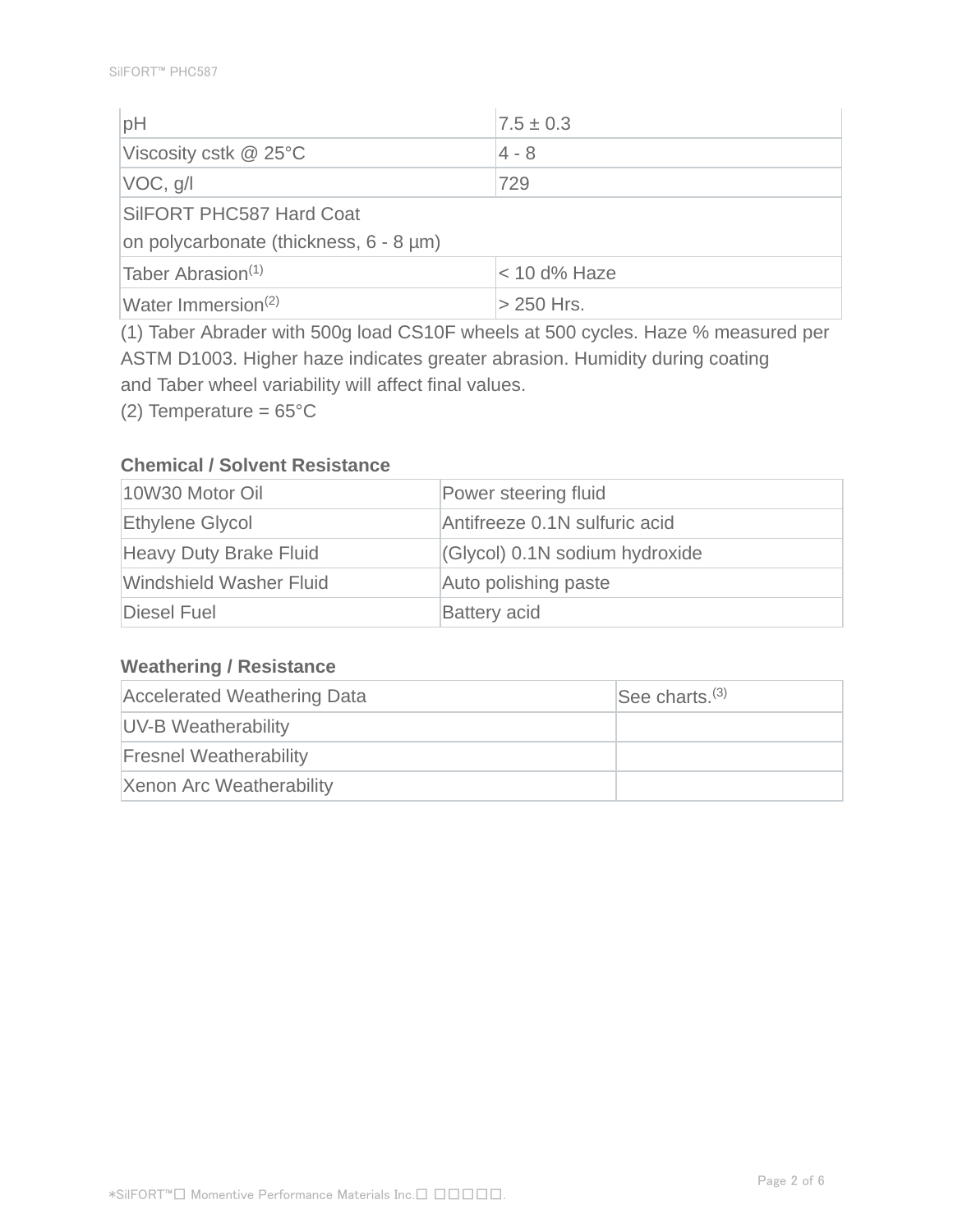| pH | 7.5 ± 0.3 |
|---|---|
| Viscosity cstk @ 25°C | 4 - 8 |
| VOC, g/l | 729 |
| SilFORT PHC587 Hard Coat on polycarbonate (thickness, 6 - 8 µm) | |
| Taber Abrasion[1] | < 10 d% Haze |
| Water Immersion[2] | > 250 Hrs. |

(1) Taber Abrader with 500g load CS10F wheels at 500 cycles. Haze % measured per ASTM D1003. Higher haze indicates greater abrasion. Humidity during coating and Taber wheel variability will affect final values.
(2) Temperature = 65°C

**Chemical / Solvent Resistance**

| 10W30 Motor Oil | Power steering fluid |
|---|---|
| Ethylene Glycol | Antifreeze 0.1N sulfuric acid |
| Heavy Duty Brake Fluid | (Glycol) 0.1N sodium hydroxide |
| Windshield Washer Fluid | Auto polishing paste |
| Diesel Fuel | Battery acid |

**Weathering / Resistance**

| Accelerated Weathering Data | See charts.[3] |
|---|---|
| UV-B Weatherability | |
| Fresnel Weatherability | |
| Xenon Arc Weatherability | |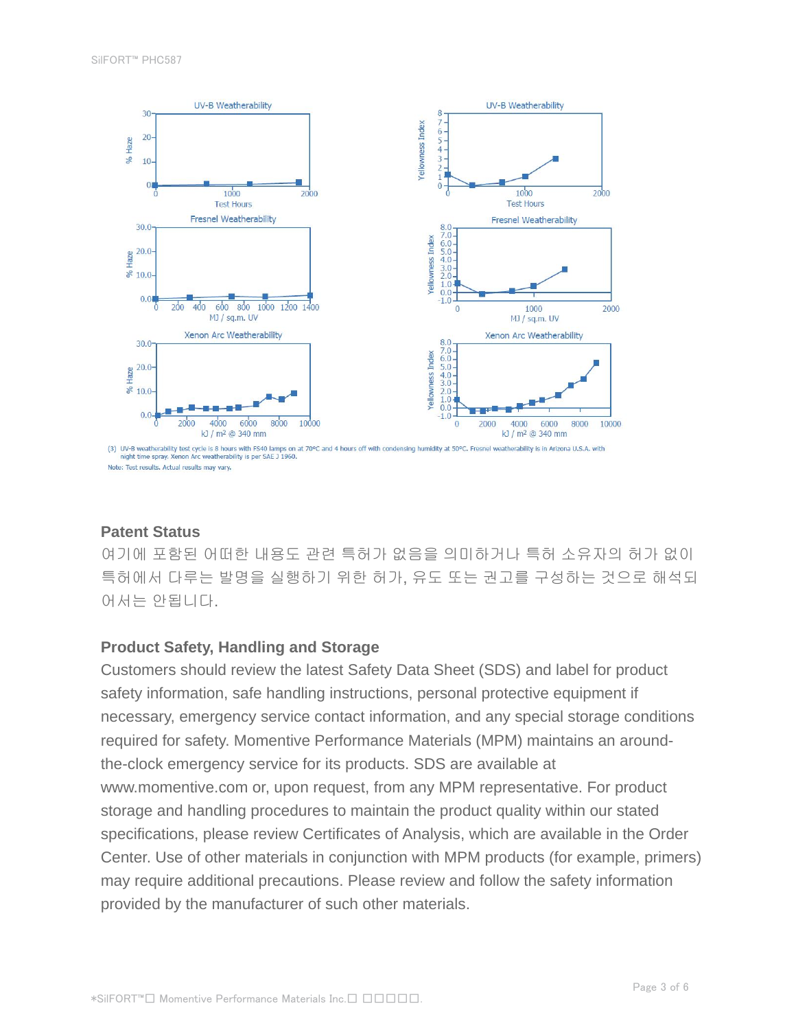(3) UV-B weatherability test cycle is 8 hours with FS40 lamps on at 70°C and 4 hours off with condensing humidity at 50°C. Fresnel weatherability is in Arizona U.S.A. with night time spray. Xenon Arc weatherability is per SAE J 1960.

Note: Test results. Actual results may vary.

## Patent Status

여기에 포함된 어떠한 내용도 관련 특허가 없음을 의미하거나 특허 소유자의 허가 없이 특허에서 다루는 발명을 실행하기 위한 허가, 유도 또는 권고를 구성하는 것으로 해석되어서는 안됩니다.

## Product Safety, Handling and Storage

Customers should review the latest Safety Data Sheet (SDS) and label for product safety information, safe handling instructions, personal protective equipment if necessary, emergency service contact information, and any special storage conditions required for safety. Momentive Performance Materials (MPM) maintains an around-the-clock emergency service for its products. SDS are available at www.momentive.com or, upon request, from any MPM representative. For product storage and handling procedures to maintain the product quality within our stated specifications, please review Certificates of Analysis, which are available in the Order Center. Use of other materials in conjunction with MPM products (for example, primers) may require additional precautions. Please review and follow the safety information provided by the manufacturer of such other materials.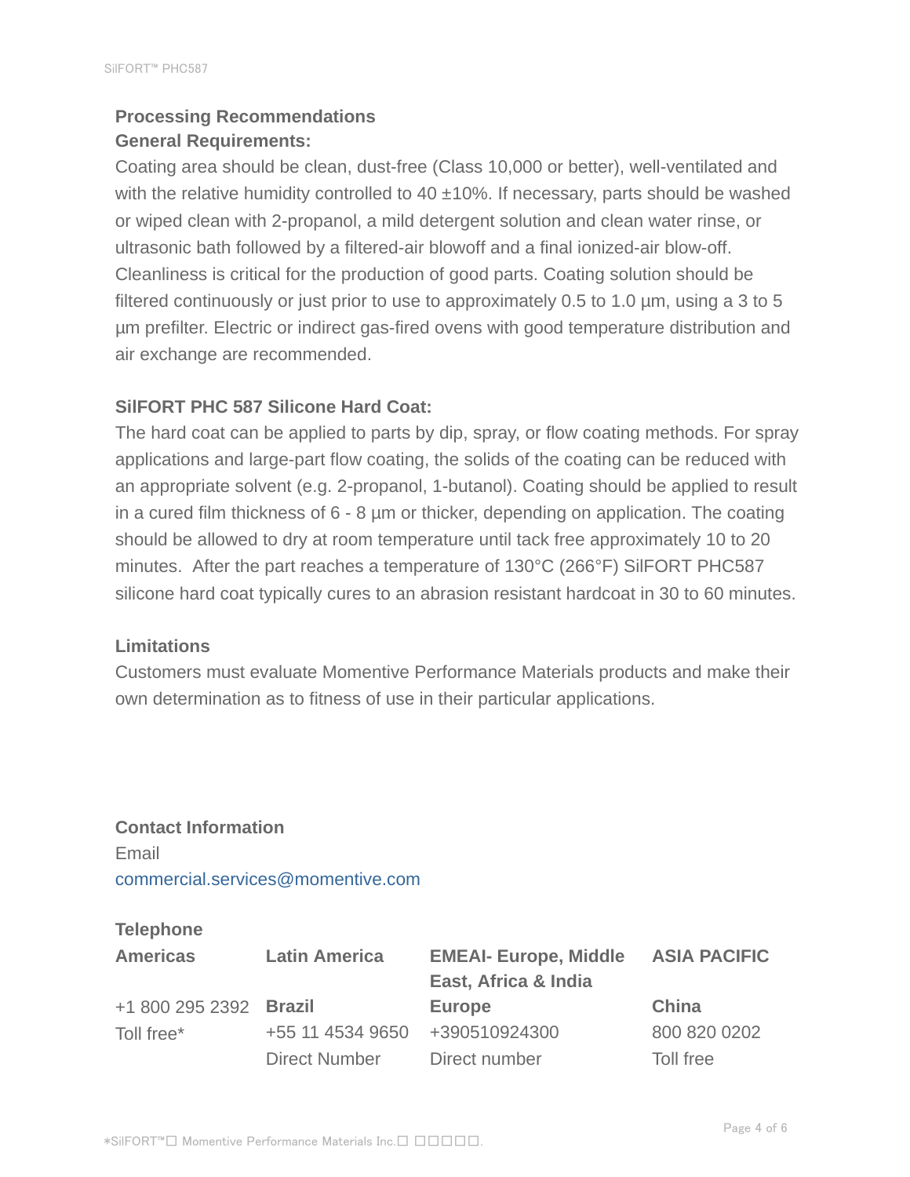## Processing Recommendations

### General Requirements:

Coating area should be clean, dust-free (Class 10,000 or better), well-ventilated and with the relative humidity controlled to 40 ±10%. If necessary, parts should be washed or wiped clean with 2-propanol, a mild detergent solution and clean water rinse, or ultrasonic bath followed by a filtered-air blowoff and a final ionized-air blow-off. Cleanliness is critical for the production of good parts. Coating solution should be filtered continuously or just prior to use to approximately 0.5 to 1.0 µm, using a 3 to 5 µm prefilter. Electric or indirect gas-fired ovens with good temperature distribution and air exchange are recommended.

### SilFORT PHC 587 Silicone Hard Coat:

The hard coat can be applied to parts by dip, spray, or flow coating methods. For spray applications and large-part flow coating, the solids of the coating can be reduced with an appropriate solvent (e.g. 2-propanol, 1-butanol). Coating should be applied to result in a cured film thickness of 6 - 8 µm or thicker, depending on application. The coating should be allowed to dry at room temperature until tack free approximately 10 to 20 minutes. After the part reaches a temperature of 130°C (266°F) SilFORT PHC587 silicone hard coat typically cures to an abrasion resistant hardcoat in 30 to 60 minutes.

## Limitations

Customers must evaluate Momentive Performance Materials products and make their own determination as to fitness of use in their particular applications.

## Contact Information

Email

commercial.services@momentive.com

### Telephone

| Americas | Latin America | EMEAI- Europe, Middle East, Africa & India | ASIA PACIFIC |
|---|---|---|---|
| +1 800 295 2392 | **Brazil** | **Europe** | **China** |
| Toll free* | +55 11 4534 9650 | +390510924300 | 800 820 0202 |
| | Direct Number | Direct number | Toll free |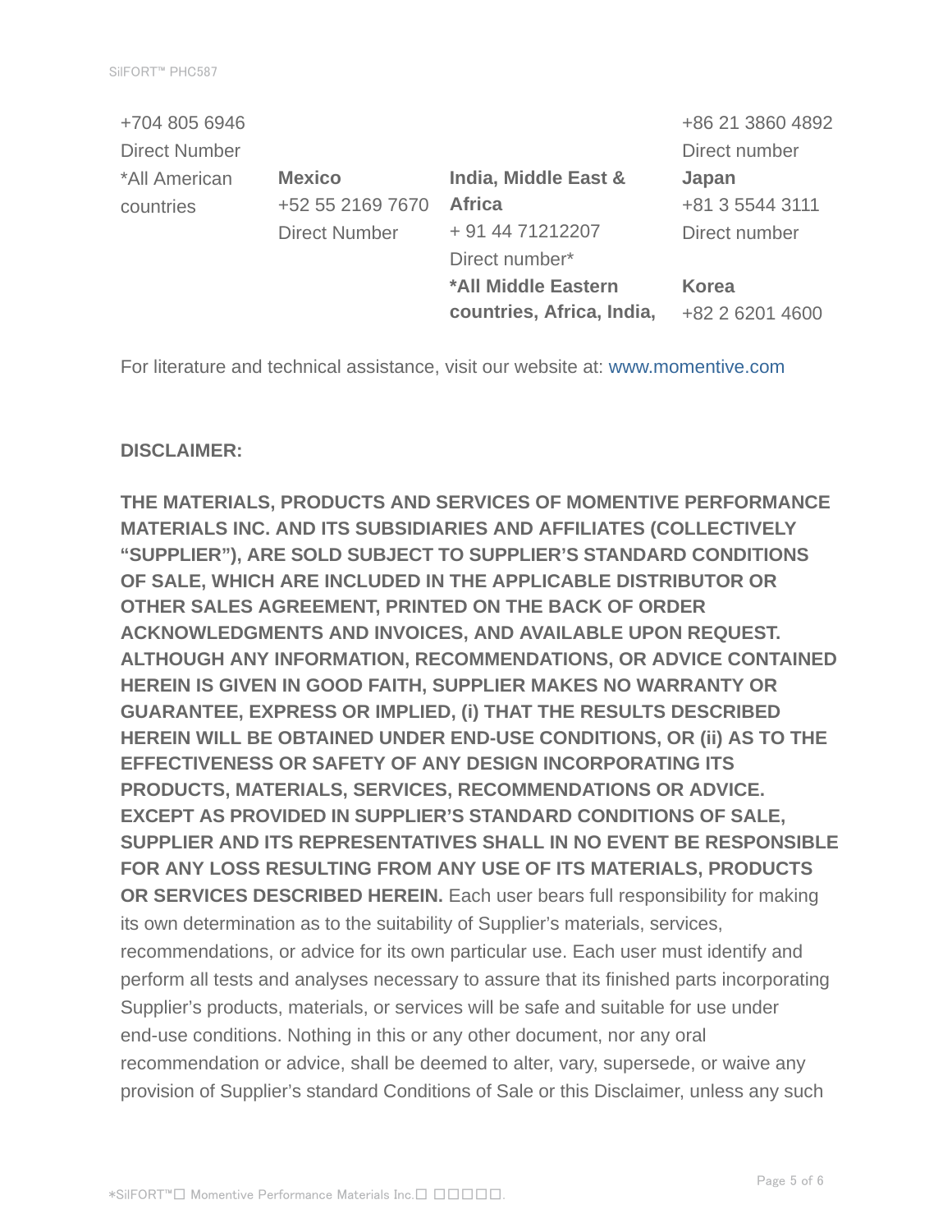+704 805 6946
Direct Number
*All American countries

**Mexico**
+52 55 2169 7670
Direct Number

**India, Middle East & Africa**
+ 91 44 71212207
Direct number*
**\*All Middle Eastern countries, Africa, India,**

+86 21 3860 4892
Direct number

**Japan**
+81 3 5544 3111
Direct number

**Korea**
+82 2 6201 4600

For literature and technical assistance, visit our website at: www.momentive.com

**DISCLAIMER:**

**THE MATERIALS, PRODUCTS AND SERVICES OF MOMENTIVE PERFORMANCE MATERIALS INC. AND ITS SUBSIDIARIES AND AFFILIATES (COLLECTIVELY "SUPPLIER"), ARE SOLD SUBJECT TO SUPPLIER'S STANDARD CONDITIONS OF SALE, WHICH ARE INCLUDED IN THE APPLICABLE DISTRIBUTOR OR OTHER SALES AGREEMENT, PRINTED ON THE BACK OF ORDER ACKNOWLEDGMENTS AND INVOICES, AND AVAILABLE UPON REQUEST. ALTHOUGH ANY INFORMATION, RECOMMENDATIONS, OR ADVICE CONTAINED HEREIN IS GIVEN IN GOOD FAITH, SUPPLIER MAKES NO WARRANTY OR GUARANTEE, EXPRESS OR IMPLIED, (i) THAT THE RESULTS DESCRIBED HEREIN WILL BE OBTAINED UNDER END-USE CONDITIONS, OR (ii) AS TO THE EFFECTIVENESS OR SAFETY OF ANY DESIGN INCORPORATING ITS PRODUCTS, MATERIALS, SERVICES, RECOMMENDATIONS OR ADVICE. EXCEPT AS PROVIDED IN SUPPLIER'S STANDARD CONDITIONS OF SALE, SUPPLIER AND ITS REPRESENTATIVES SHALL IN NO EVENT BE RESPONSIBLE FOR ANY LOSS RESULTING FROM ANY USE OF ITS MATERIALS, PRODUCTS OR SERVICES DESCRIBED HEREIN.** Each user bears full responsibility for making its own determination as to the suitability of Supplier's materials, services, recommendations, or advice for its own particular use. Each user must identify and perform all tests and analyses necessary to assure that its finished parts incorporating Supplier's products, materials, or services will be safe and suitable for use under end-use conditions. Nothing in this or any other document, nor any oral recommendation or advice, shall be deemed to alter, vary, supersede, or waive any provision of Supplier's standard Conditions of Sale or this Disclaimer, unless any such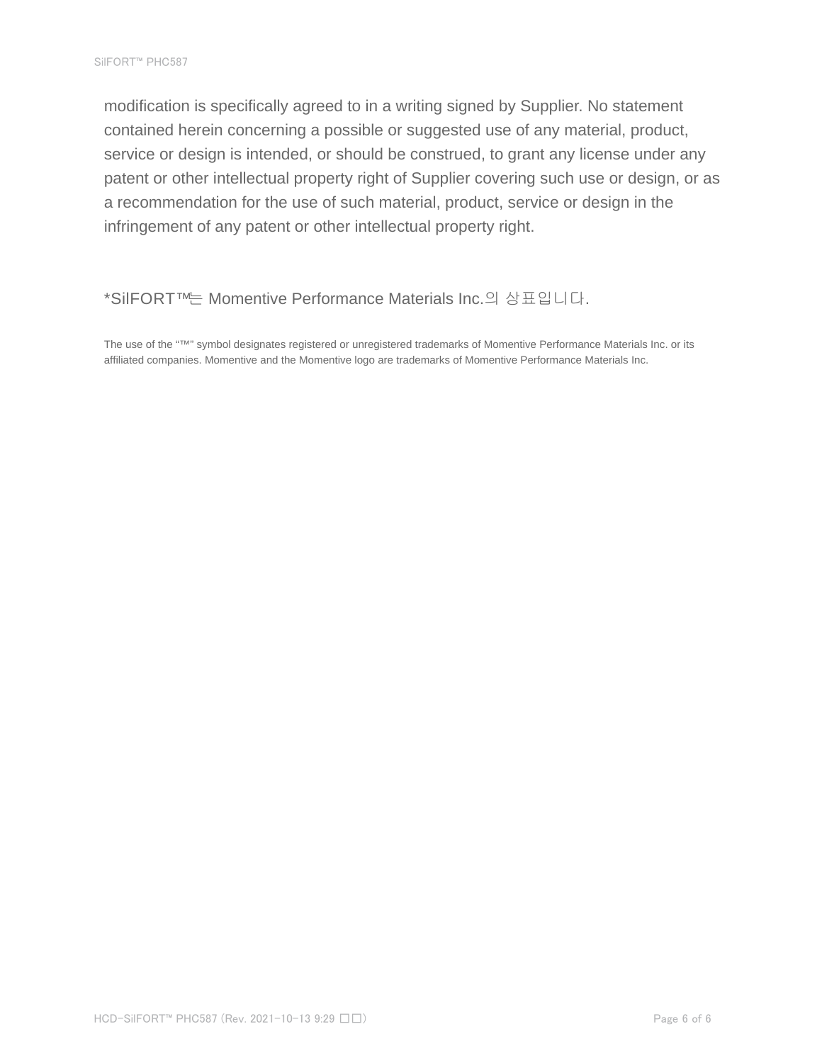modification is specifically agreed to in a writing signed by Supplier. No statement contained herein concerning a possible or suggested use of any material, product, service or design is intended, or should be construed, to grant any license under any patent or other intellectual property right of Supplier covering such use or design, or as a recommendation for the use of such material, product, service or design in the infringement of any patent or other intellectual property right.

*SilFORT™는 Momentive Performance Materials Inc.의 상표입니다.

The use of the "™" symbol designates registered or unregistered trademarks of Momentive Performance Materials Inc. or its affiliated companies. Momentive and the Momentive logo are trademarks of Momentive Performance Materials Inc.